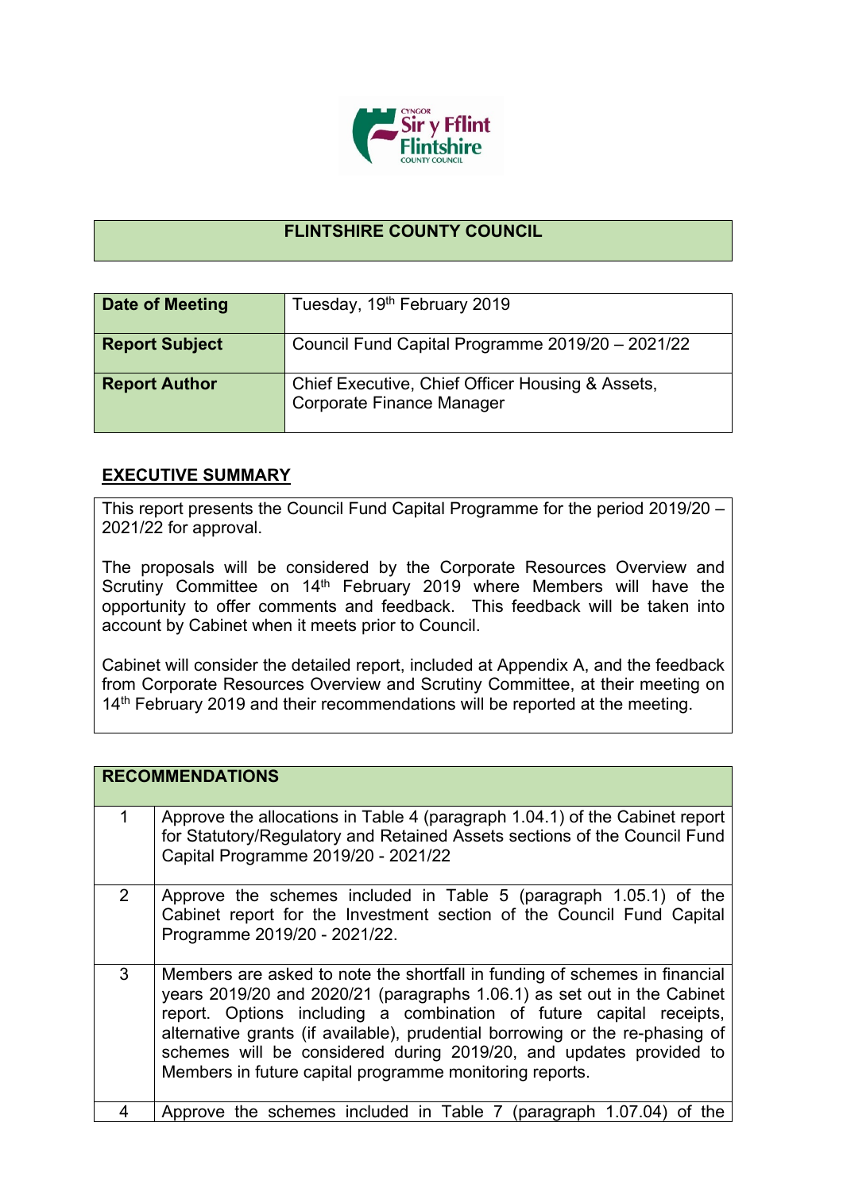# FLINTSHIRE COUNTY COUNCIL

| Date of Meeting | Tuesday, 19th February 2019 |
|---|---|
| **Report Subject** | Council Fund Capital Programme 2019/20 – 2021/22 |
| **Report Author** | Chief Executive, Chief Officer Housing & Assets, Corporate Finance Manager |

## EXECUTIVE SUMMARY

This report presents the Council Fund Capital Programme for the period 2019/20 – 2021/22 for approval.

The proposals will be considered by the Corporate Resources Overview and Scrutiny Committee on 14th February 2019 where Members will have the opportunity to offer comments and feedback. This feedback will be taken into account by Cabinet when it meets prior to Council.

Cabinet will consider the detailed report, included at Appendix A, and the feedback from Corporate Resources Overview and Scrutiny Committee, at their meeting on 14th February 2019 and their recommendations will be reported at the meeting.

| RECOMMENDATIONS | |
|---|---|
| 1 | Approve the allocations in Table 4 (paragraph 1.04.1) of the Cabinet report for Statutory/Regulatory and Retained Assets sections of the Council Fund Capital Programme 2019/20 - 2021/22 |
| 2 | Approve the schemes included in Table 5 (paragraph 1.05.1) of the Cabinet report for the Investment section of the Council Fund Capital Programme 2019/20 - 2021/22. |
| 3 | Members are asked to note the shortfall in funding of schemes in financial years 2019/20 and 2020/21 (paragraphs 1.06.1) as set out in the Cabinet report. Options including a combination of future capital receipts, alternative grants (if available), prudential borrowing or the re-phasing of schemes will be considered during 2019/20, and updates provided to Members in future capital programme monitoring reports. |
| 4 | Approve the schemes included in Table 7 (paragraph 1.07.04) of the |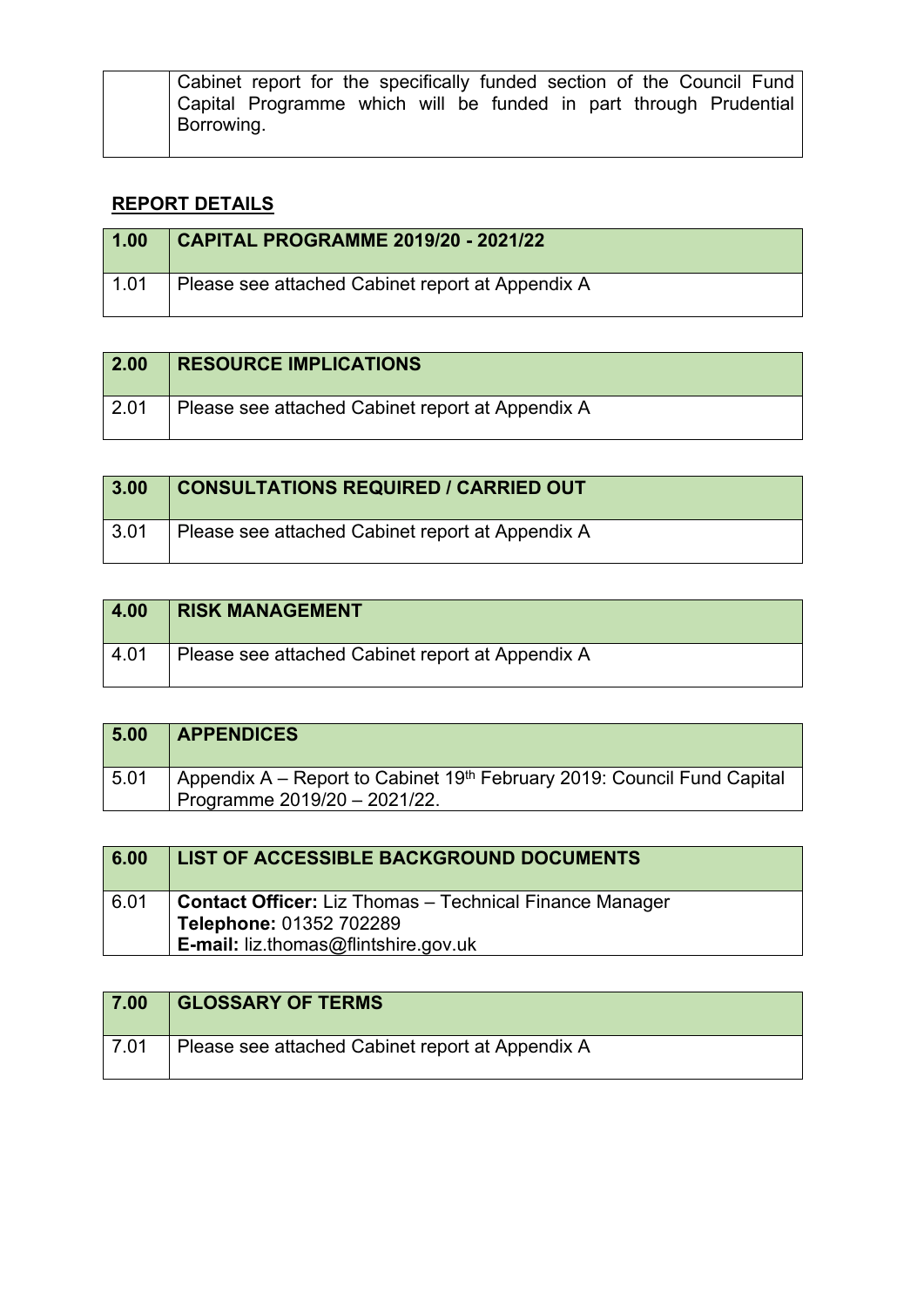| | |
|---|---|
| | Cabinet report for the specifically funded section of the Council Fund Capital Programme which will be funded in part through Prudential Borrowing. |

## REPORT DETAILS

| 1.00 | CAPITAL PROGRAMME 2019/20 - 2021/22 |
|---|---|
| 1.01 | Please see attached Cabinet report at Appendix A |

| 2.00 | RESOURCE IMPLICATIONS |
|---|---|
| 2.01 | Please see attached Cabinet report at Appendix A |

| 3.00 | CONSULTATIONS REQUIRED / CARRIED OUT |
|---|---|
| 3.01 | Please see attached Cabinet report at Appendix A |

| 4.00 | RISK MANAGEMENT |
|---|---|
| 4.01 | Please see attached Cabinet report at Appendix A |

| 5.00 | APPENDICES |
|---|---|
| 5.01 | Appendix A – Report to Cabinet 19th February 2019: Council Fund Capital Programme 2019/20 – 2021/22. |

| 6.00 | LIST OF ACCESSIBLE BACKGROUND DOCUMENTS |
|---|---|
| 6.01 | **Contact Officer:** Liz Thomas – Technical Finance Manager<br>**Telephone:** 01352 702289<br>**E-mail:** liz.thomas@flintshire.gov.uk |

| 7.00 | GLOSSARY OF TERMS |
|---|---|
| 7.01 | Please see attached Cabinet report at Appendix A |